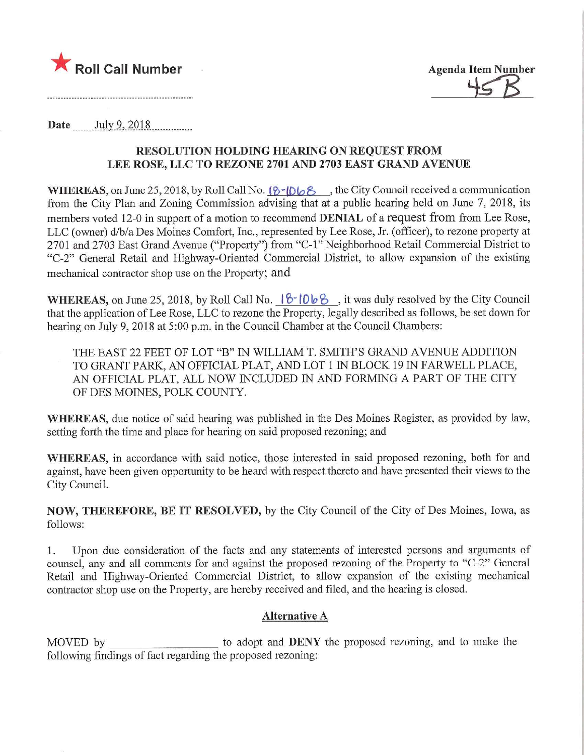★ **Roll Call Number**

**Agenda Item Number**
45B

Date July 9, 2018

**RESOLUTION HOLDING HEARING ON REQUEST FROM LEE ROSE, LLC TO REZONE 2701 AND 2703 EAST GRAND AVENUE**

**WHEREAS**, on June 25, 2018, by Roll Call No. 18-1068, the City Council received a communication from the City Plan and Zoning Commission advising that at a public hearing held on June 7, 2018, its members voted 12-0 in support of a motion to recommend **DENIAL** of a request from from Lee Rose, LLC (owner) d/b/a Des Moines Comfort, Inc., represented by Lee Rose, Jr. (officer), to rezone property at 2701 and 2703 East Grand Avenue ("Property") from "C-1" Neighborhood Retail Commercial District to "C-2" General Retail and Highway-Oriented Commercial District, to allow expansion of the existing mechanical contractor shop use on the Property; and

**WHEREAS,** on June 25, 2018, by Roll Call No. 18-1068, it was duly resolved by the City Council that the application of Lee Rose, LLC to rezone the Property, legally described as follows, be set down for hearing on July 9, 2018 at 5:00 p.m. in the Council Chamber at the Council Chambers:

> THE EAST 22 FEET OF LOT "B" IN WILLIAM T. SMITH'S GRAND AVENUE ADDITION TO GRANT PARK, AN OFFICIAL PLAT, AND LOT 1 IN BLOCK 19 IN FARWELL PLACE, AN OFFICIAL PLAT, ALL NOW INCLUDED IN AND FORMING A PART OF THE CITY OF DES MOINES, POLK COUNTY.

**WHEREAS**, due notice of said hearing was published in the Des Moines Register, as provided by law, setting forth the time and place for hearing on said proposed rezoning; and

**WHEREAS**, in accordance with said notice, those interested in said proposed rezoning, both for and against, have been given opportunity to be heard with respect thereto and have presented their views to the City Council.

**NOW, THEREFORE, BE IT RESOLVED,** by the City Council of the City of Des Moines, Iowa, as follows:

1. Upon due consideration of the facts and any statements of interested persons and arguments of counsel, any and all comments for and against the proposed rezoning of the Property to "C-2" General Retail and Highway-Oriented Commercial District, to allow expansion of the existing mechanical contractor shop use on the Property, are hereby received and filed, and the hearing is closed.

**Alternative A**

MOVED by ________________ to adopt and **DENY** the proposed rezoning, and to make the following findings of fact regarding the proposed rezoning: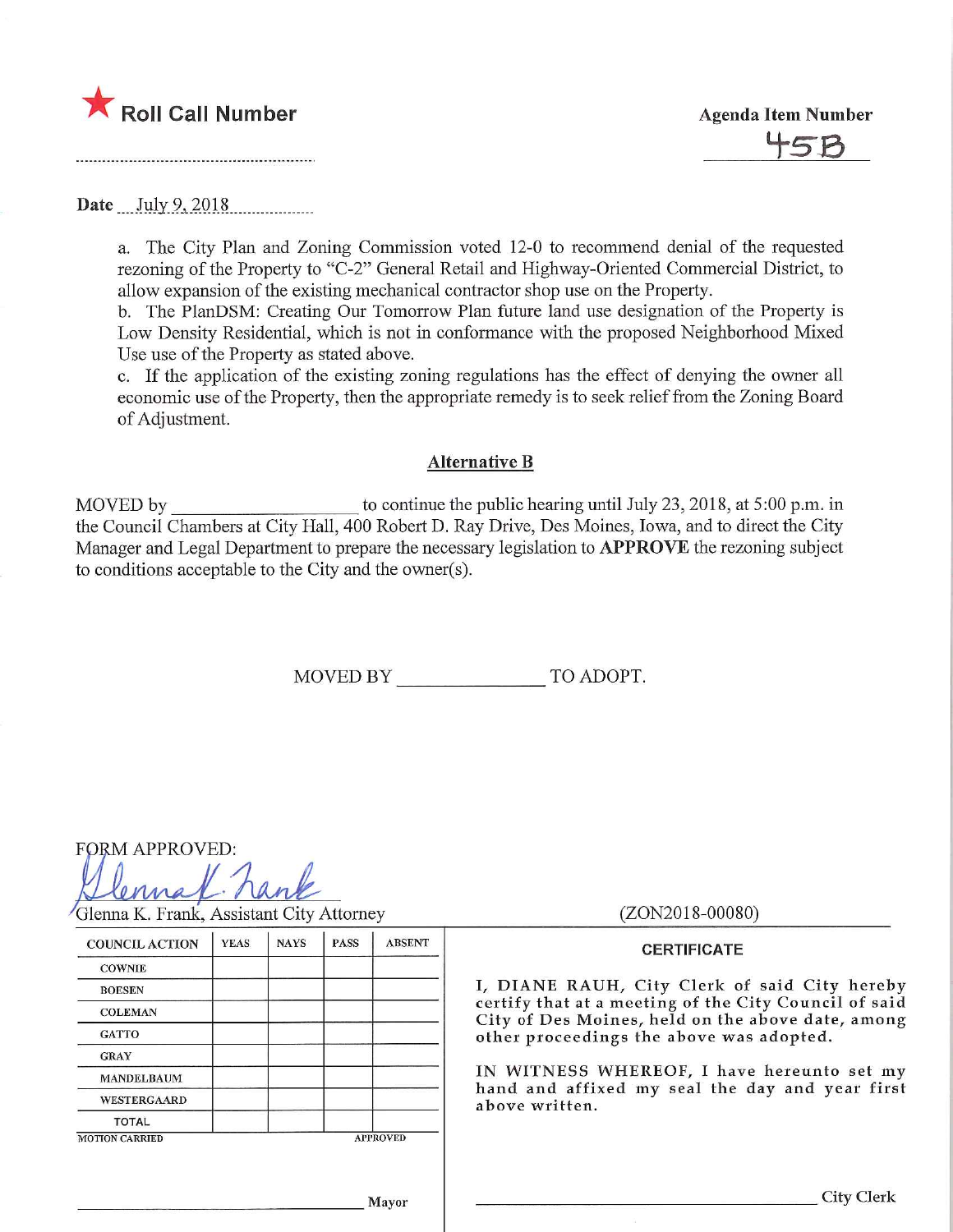★ **Roll Call Number**

**Agenda Item Number**

45B

**Date** July 9, 2018

a. The City Plan and Zoning Commission voted 12-0 to recommend denial of the requested rezoning of the Property to "C-2" General Retail and Highway-Oriented Commercial District, to allow expansion of the existing mechanical contractor shop use on the Property.

b. The PlanDSM: Creating Our Tomorrow Plan future land use designation of the Property is Low Density Residential, which is not in conformance with the proposed Neighborhood Mixed Use use of the Property as stated above.

c. If the application of the existing zoning regulations has the effect of denying the owner all economic use of the Property, then the appropriate remedy is to seek relief from the Zoning Board of Adjustment.

## Alternative B

MOVED by ____________________ to continue the public hearing until July 23, 2018, at 5:00 p.m. in the Council Chambers at City Hall, 400 Robert D. Ray Drive, Des Moines, Iowa, and to direct the City Manager and Legal Department to prepare the necessary legislation to **APPROVE** the rezoning subject to conditions acceptable to the City and the owner(s).

MOVED BY ______________ TO ADOPT.

FORM APPROVED:

Glenna K. Frank

Glenna K. Frank, Assistant City Attorney

(ZON2018-00080)

| COUNCIL ACTION | YEAS | NAYS | PASS | ABSENT |
|---|---|---|---|---|
| COWNIE | | | | |
| BOESEN | | | | |
| COLEMAN | | | | |
| GATTO | | | | |
| GRAY | | | | |
| MANDELBAUM | | | | |
| WESTERGAARD | | | | |
| TOTAL | | | | |

MOTION CARRIED APPROVED

______________________________ Mayor

**CERTIFICATE**

I, DIANE RAUH, City Clerk of said City hereby certify that at a meeting of the City Council of said City of Des Moines, held on the above date, among other proceedings the above was adopted.

IN WITNESS WHEREOF, I have hereunto set my hand and affixed my seal the day and year first above written.

______________________________ City Clerk